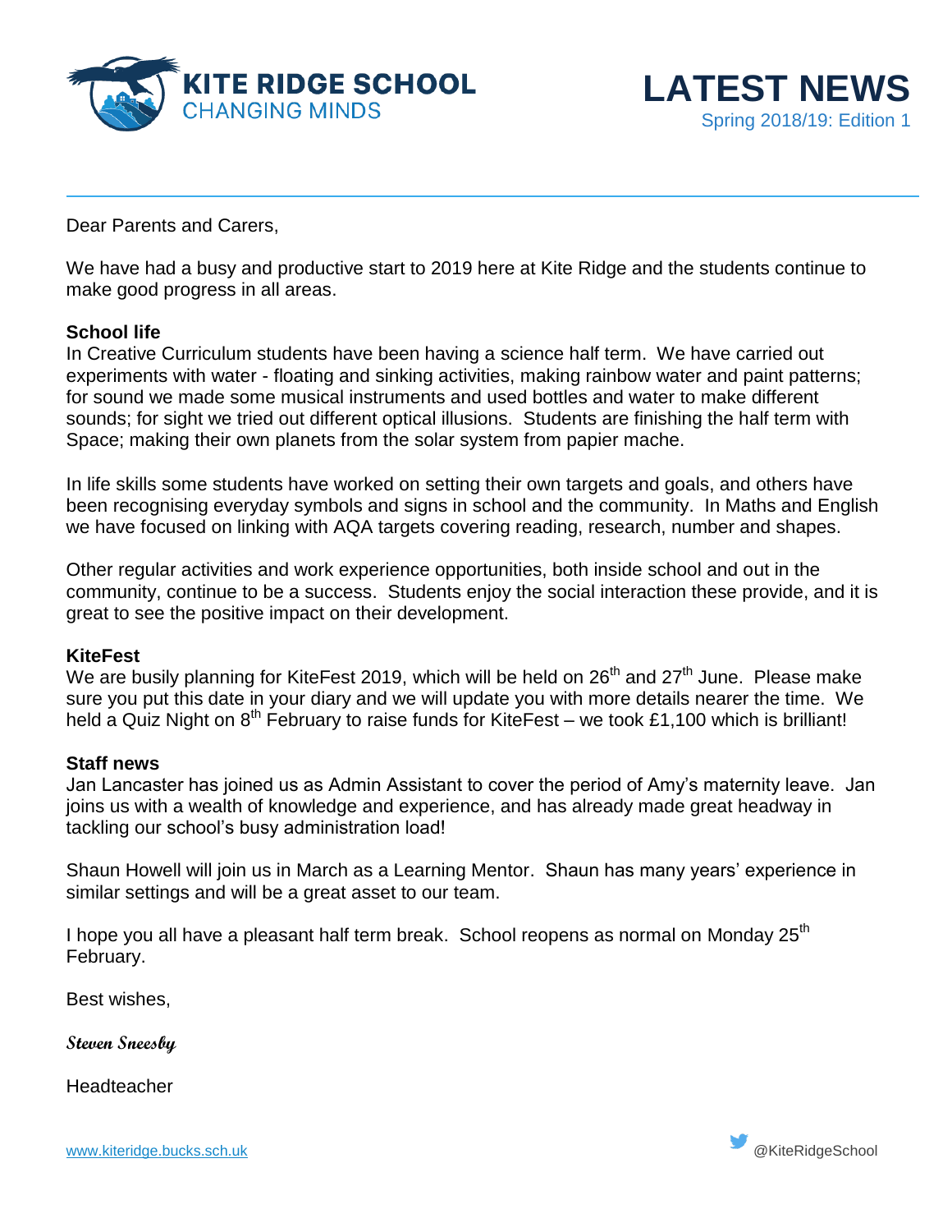# KITE RIDGE SCHOOL
CHANGING MINDS

# LATEST NEWS
Spring 2018/19: Edition 1

Dear Parents and Carers,

We have had a busy and productive start to 2019 here at Kite Ridge and the students continue to make good progress in all areas.

**School life**

In Creative Curriculum students have been having a science half term. We have carried out experiments with water - floating and sinking activities, making rainbow water and paint patterns; for sound we made some musical instruments and used bottles and water to make different sounds; for sight we tried out different optical illusions. Students are finishing the half term with Space; making their own planets from the solar system from papier mache.

In life skills some students have worked on setting their own targets and goals, and others have been recognising everyday symbols and signs in school and the community. In Maths and English we have focused on linking with AQA targets covering reading, research, number and shapes.

Other regular activities and work experience opportunities, both inside school and out in the community, continue to be a success. Students enjoy the social interaction these provide, and it is great to see the positive impact on their development.

**KiteFest**

We are busily planning for KiteFest 2019, which will be held on 26th and 27th June. Please make sure you put this date in your diary and we will update you with more details nearer the time. We held a Quiz Night on 8th February to raise funds for KiteFest – we took £1,100 which is brilliant!

**Staff news**

Jan Lancaster has joined us as Admin Assistant to cover the period of Amy's maternity leave. Jan joins us with a wealth of knowledge and experience, and has already made great headway in tackling our school's busy administration load!

Shaun Howell will join us in March as a Learning Mentor. Shaun has many years' experience in similar settings and will be a great asset to our team.

I hope you all have a pleasant half term break. School reopens as normal on Monday 25th February.

Best wishes,

*Steven Sneesby*

Headteacher

www.kiteridge.bucks.sch.uk @KiteRidgeSchool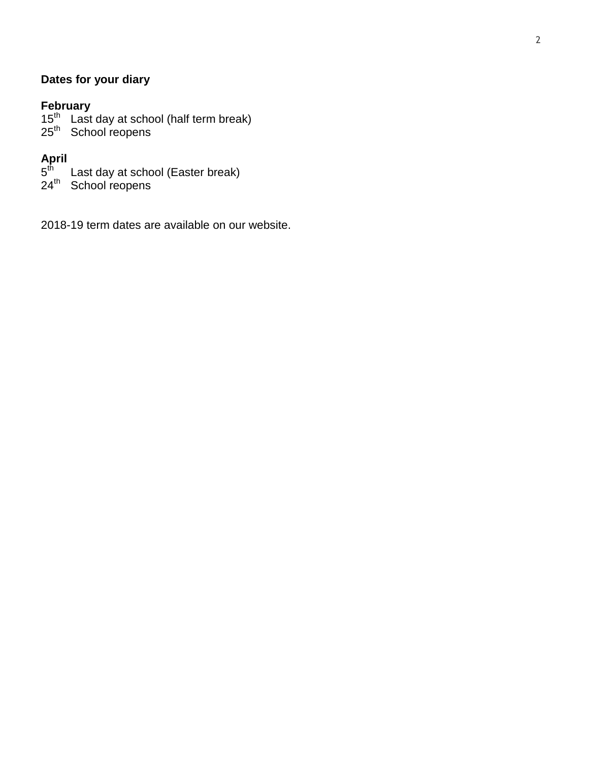**Dates for your diary**

**February**

15th Last day at school (half term break)
25th School reopens

**April**

5th Last day at school (Easter break)
24th School reopens

2018-19 term dates are available on our website.